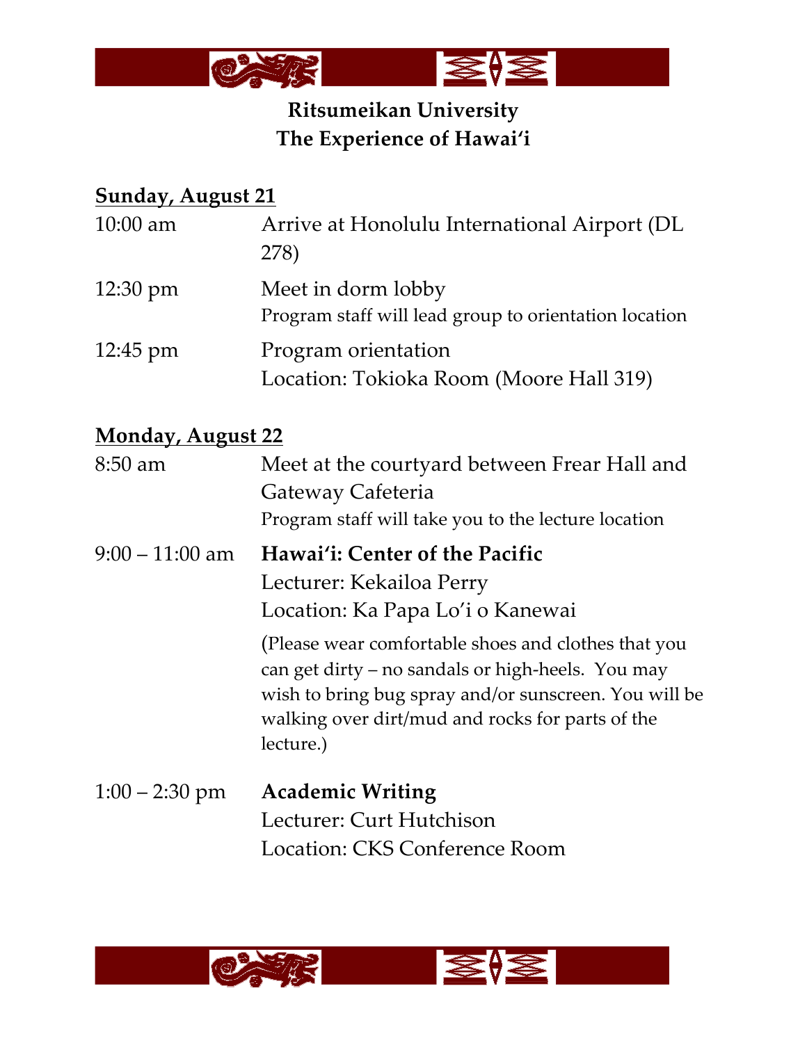# Ritsumeikan University
# The Experience of Hawaiʻi

## Sunday, August 21

| | |
|---|---|
| 10:00 am | Arrive at Honolulu International Airport (DL 278) |
| 12:30 pm | Meet in dorm lobby<br>Program staff will lead group to orientation location |
| 12:45 pm | Program orientation<br>Location: Tokioka Room (Moore Hall 319) |

## Monday, August 22

| | |
|---|---|
| 8:50 am | Meet at the courtyard between Frear Hall and Gateway Cafeteria<br>Program staff will take you to the lecture location |
| 9:00 – 11:00 am | **Hawaiʻi: Center of the Pacific**<br>Lecturer: Kekailoa Perry<br>Location: Ka Papa Lo'i o Kanewai<br>(Please wear comfortable shoes and clothes that you can get dirty – no sandals or high-heels. You may wish to bring bug spray and/or sunscreen. You will be walking over dirt/mud and rocks for parts of the lecture.) |
| 1:00 – 2:30 pm | **Academic Writing**<br>Lecturer: Curt Hutchison<br>Location: CKS Conference Room |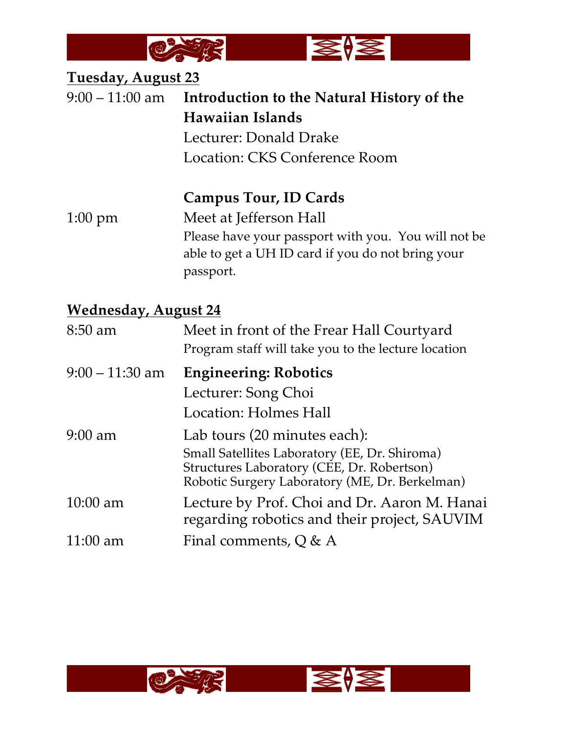## Tuesday, August 23

9:00 – 11:00 am **Introduction to the Natural History of the Hawaiian Islands**
Lecturer: Donald Drake
Location: CKS Conference Room

**Campus Tour, ID Cards**

1:00 pm Meet at Jefferson Hall
Please have your passport with you. You will not be able to get a UH ID card if you do not bring your passport.

## Wednesday, August 24

8:50 am Meet in front of the Frear Hall Courtyard
Program staff will take you to the lecture location

9:00 – 11:30 am **Engineering: Robotics**
Lecturer: Song Choi
Location: Holmes Hall

9:00 am Lab tours (20 minutes each):
Small Satellites Laboratory (EE, Dr. Shiroma)
Structures Laboratory (CEE, Dr. Robertson)
Robotic Surgery Laboratory (ME, Dr. Berkelman)

10:00 am Lecture by Prof. Choi and Dr. Aaron M. Hanai regarding robotics and their project, SAUVIM

11:00 am Final comments, Q & A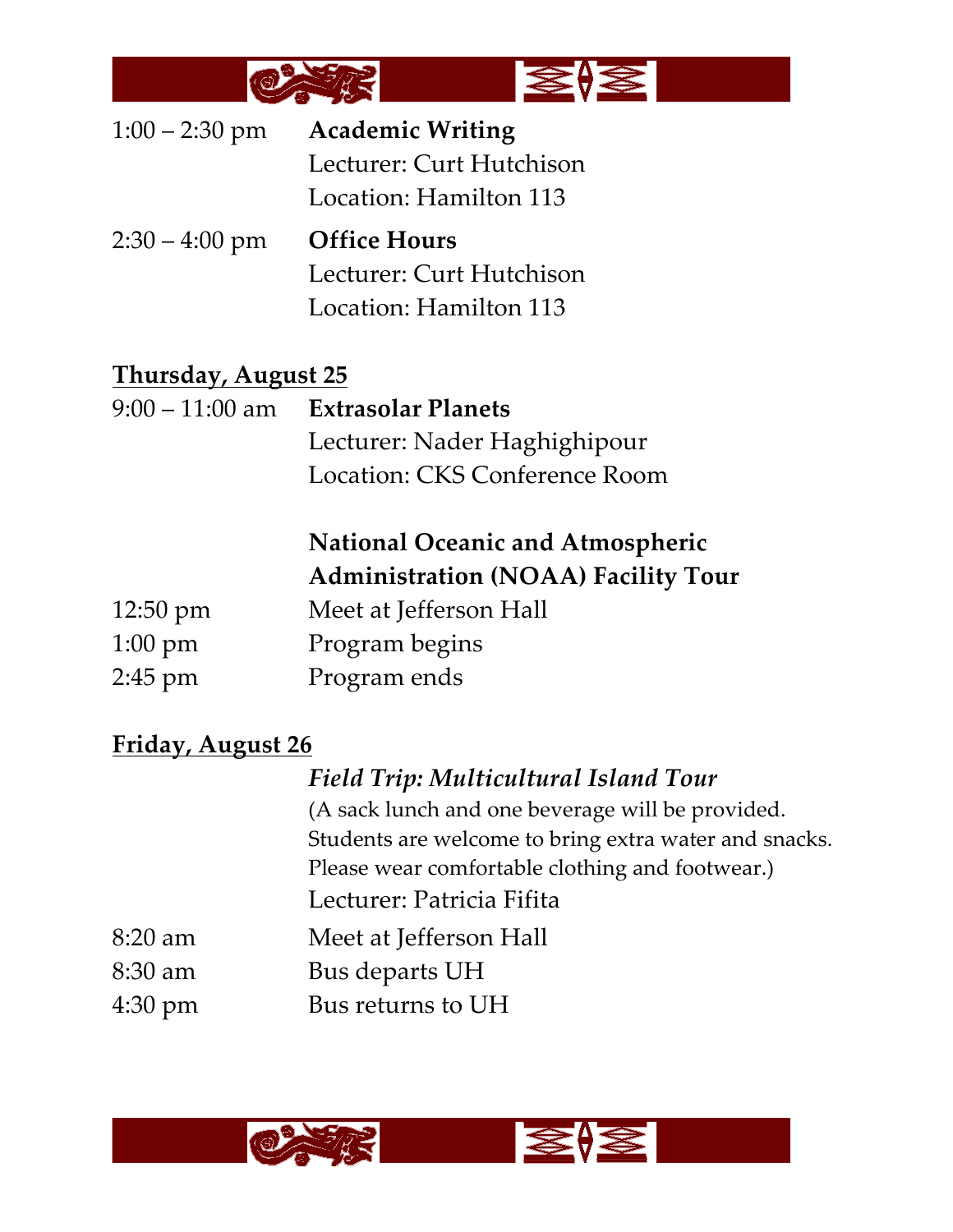1:00 – 2:30 pm **Academic Writing**
Lecturer: Curt Hutchison
Location: Hamilton 113

2:30 – 4:00 pm **Office Hours**
Lecturer: Curt Hutchison
Location: Hamilton 113

## Thursday, August 25

9:00 – 11:00 am **Extrasolar Planets**
Lecturer: Nader Haghighipour
Location: CKS Conference Room

**National Oceanic and Atmospheric Administration (NOAA) Facility Tour**

12:50 pm Meet at Jefferson Hall
1:00 pm Program begins
2:45 pm Program ends

## Friday, August 26

***Field Trip: Multicultural Island Tour***
(A sack lunch and one beverage will be provided. Students are welcome to bring extra water and snacks. Please wear comfortable clothing and footwear.)
Lecturer: Patricia Fifita

8:20 am Meet at Jefferson Hall
8:30 am Bus departs UH
4:30 pm Bus returns to UH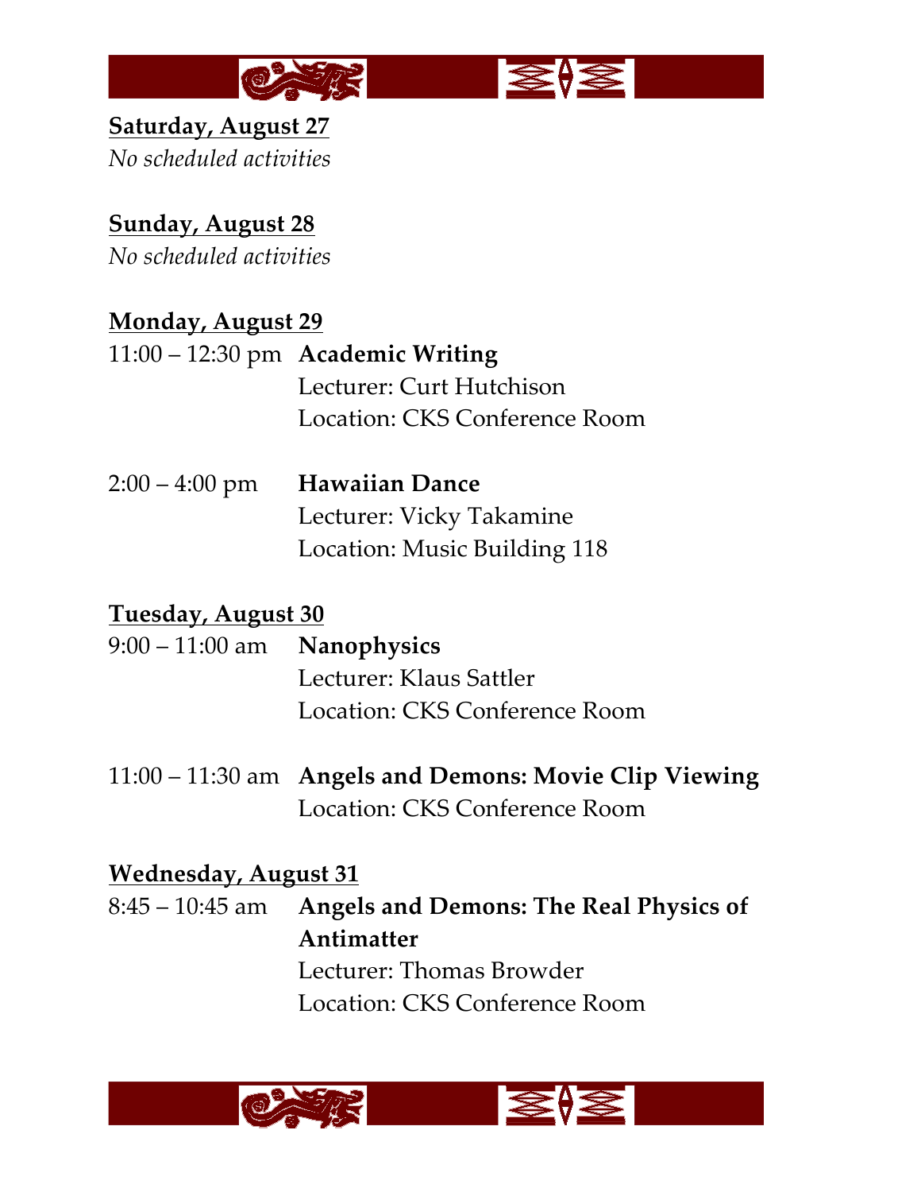**Saturday, August 27**

*No scheduled activities*

**Sunday, August 28**

*No scheduled activities*

**Monday, August 29**

11:00 – 12:30 pm **Academic Writing**
Lecturer: Curt Hutchison
Location: CKS Conference Room

2:00 – 4:00 pm **Hawaiian Dance**
Lecturer: Vicky Takamine
Location: Music Building 118

**Tuesday, August 30**

9:00 – 11:00 am **Nanophysics**
Lecturer: Klaus Sattler
Location: CKS Conference Room

11:00 – 11:30 am **Angels and Demons: Movie Clip Viewing**
Location: CKS Conference Room

**Wednesday, August 31**

8:45 – 10:45 am **Angels and Demons: The Real Physics of Antimatter**
Lecturer: Thomas Browder
Location: CKS Conference Room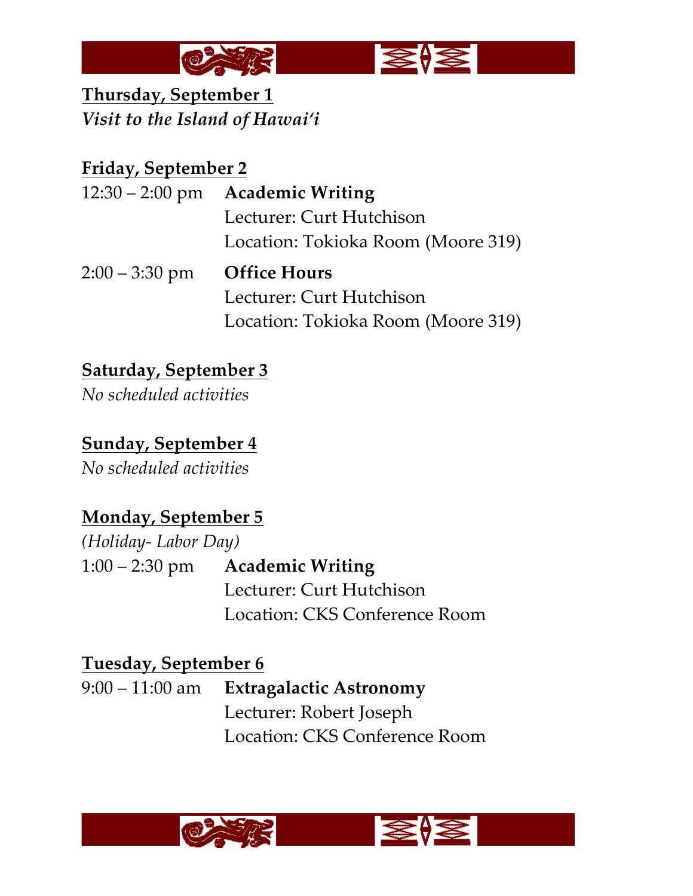<u>**Thursday, September 1**</u>
***Visit to the Island of Hawai'i***

<u>**Friday, September 2**</u>

12:30 – 2:00 pm **Academic Writing**
Lecturer: Curt Hutchison
Location: Tokioka Room (Moore 319)

2:00 – 3:30 pm **Office Hours**
Lecturer: Curt Hutchison
Location: Tokioka Room (Moore 319)

<u>**Saturday, September 3**</u>
*No scheduled activities*

<u>**Sunday, September 4**</u>
*No scheduled activities*

<u>**Monday, September 5**</u>
*(Holiday- Labor Day)*

1:00 – 2:30 pm **Academic Writing**
Lecturer: Curt Hutchison
Location: CKS Conference Room

<u>**Tuesday, September 6**</u>

9:00 – 11:00 am **Extragalactic Astronomy**
Lecturer: Robert Joseph
Location: CKS Conference Room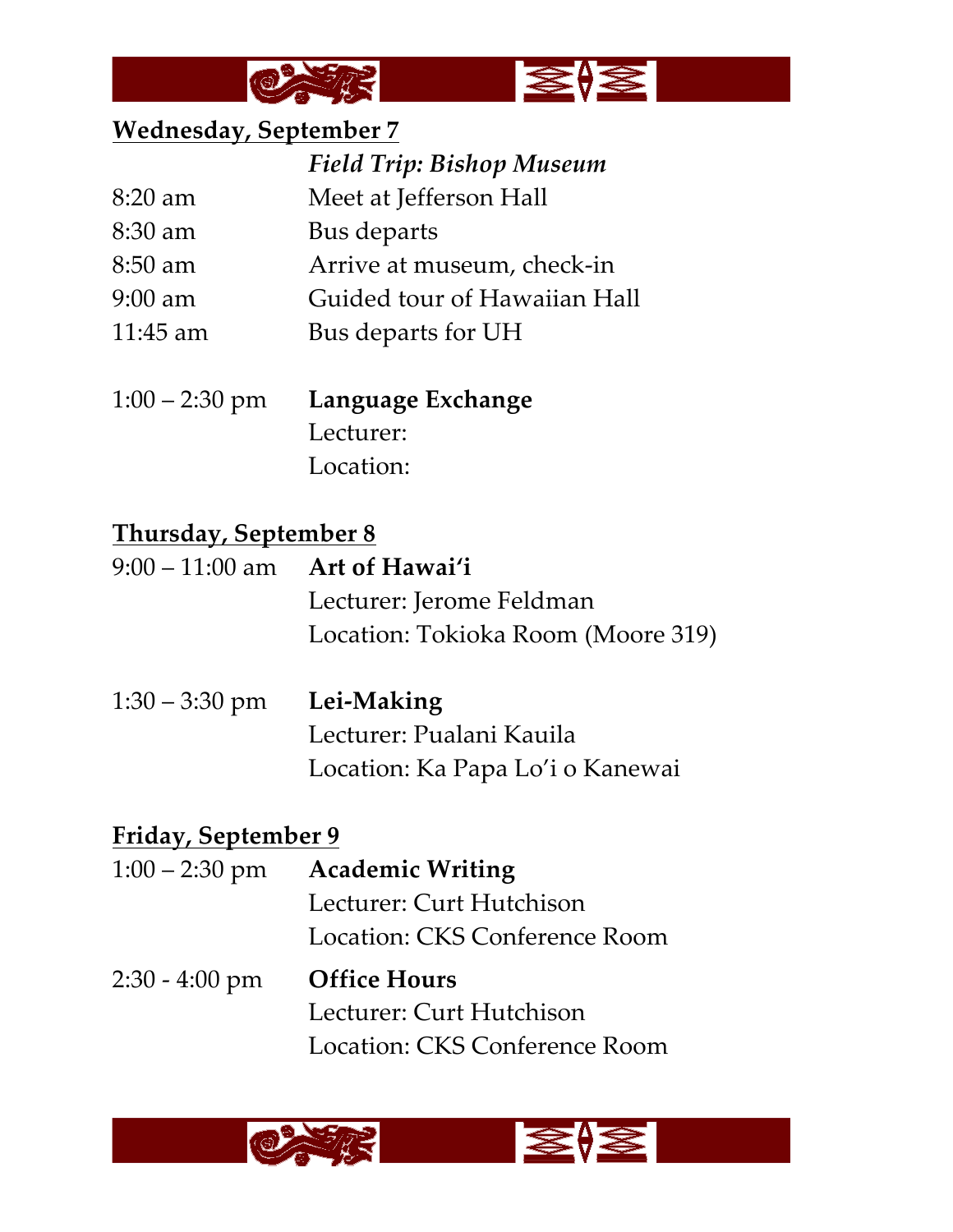**Wednesday, September 7**

| | |
|---|---|
| | *Field Trip: Bishop Museum* |
| 8:20 am | Meet at Jefferson Hall |
| 8:30 am | Bus departs |
| 8:50 am | Arrive at museum, check-in |
| 9:00 am | Guided tour of Hawaiian Hall |
| 11:45 am | Bus departs for UH |
| 1:00 – 2:30 pm | **Language Exchange**<br>Lecturer:<br>Location: |

**Thursday, September 8**

| | |
|---|---|
| 9:00 – 11:00 am | **Art of Hawai'i**<br>Lecturer: Jerome Feldman<br>Location: Tokioka Room (Moore 319) |
| 1:30 – 3:30 pm | **Lei-Making**<br>Lecturer: Pualani Kauila<br>Location: Ka Papa Lo'i o Kanewai |

**Friday, September 9**

| | |
|---|---|
| 1:00 – 2:30 pm | **Academic Writing**<br>Lecturer: Curt Hutchison<br>Location: CKS Conference Room |
| 2:30 - 4:00 pm | **Office Hours**<br>Lecturer: Curt Hutchison<br>Location: CKS Conference Room |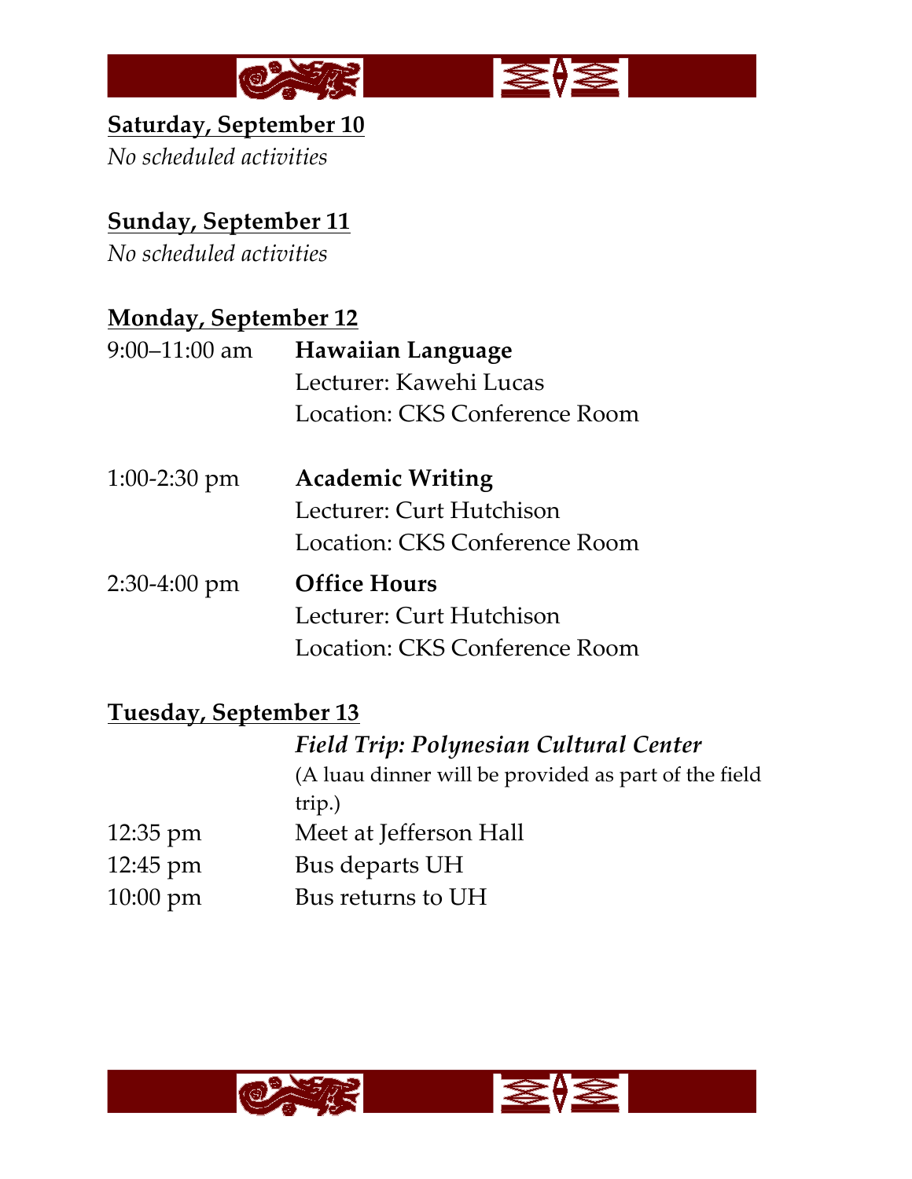**Saturday, September 10**

*No scheduled activities*

**Sunday, September 11**

*No scheduled activities*

**Monday, September 12**

9:00–11:00 am **Hawaiian Language**
Lecturer: Kawehi Lucas
Location: CKS Conference Room

1:00-2:30 pm **Academic Writing**
Lecturer: Curt Hutchison
Location: CKS Conference Room

2:30-4:00 pm **Office Hours**
Lecturer: Curt Hutchison
Location: CKS Conference Room

**Tuesday, September 13**

***Field Trip: Polynesian Cultural Center***
(A luau dinner will be provided as part of the field trip.)

12:35 pm Meet at Jefferson Hall
12:45 pm Bus departs UH
10:00 pm Bus returns to UH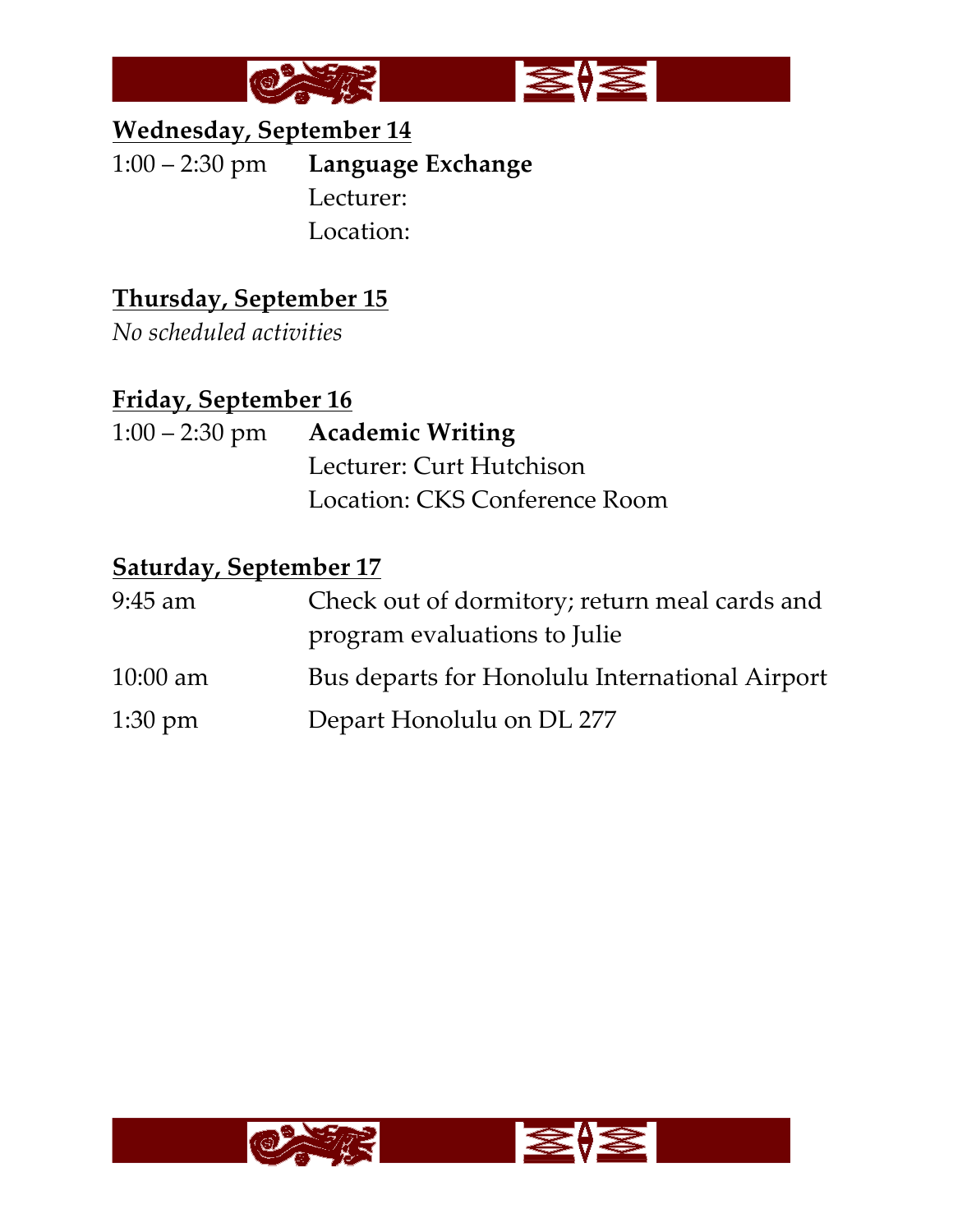**<u>Wednesday, September 14</u>**

| | |
|---|---|
| 1:00 – 2:30 pm | **Language Exchange** |
| | Lecturer: |
| | Location: |

**<u>Thursday, September 15</u>**

*No scheduled activities*

**<u>Friday, September 16</u>**

| | |
|---|---|
| 1:00 – 2:30 pm | **Academic Writing** |
| | Lecturer: Curt Hutchison |
| | Location: CKS Conference Room |

**<u>Saturday, September 17</u>**

| | |
|---|---|
| 9:45 am | Check out of dormitory; return meal cards and program evaluations to Julie |
| 10:00 am | Bus departs for Honolulu International Airport |
| 1:30 pm | Depart Honolulu on DL 277 |